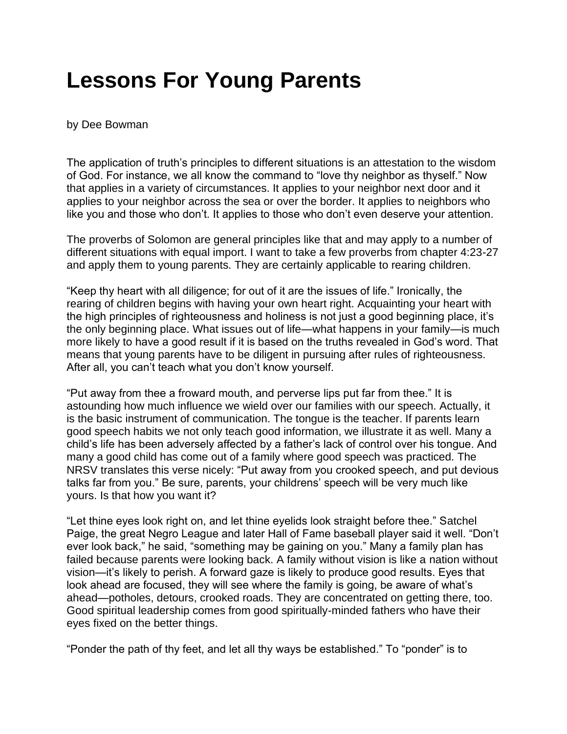# Lessons For Young Parents

by Dee Bowman

The application of truth's principles to different situations is an attestation to the wisdom of God. For instance, we all know the command to "love thy neighbor as thyself." Now that applies in a variety of circumstances. It applies to your neighbor next door and it applies to your neighbor across the sea or over the border. It applies to neighbors who like you and those who don't. It applies to those who don't even deserve your attention.

The proverbs of Solomon are general principles like that and may apply to a number of different situations with equal import. I want to take a few proverbs from chapter 4:23-27 and apply them to young parents. They are certainly applicable to rearing children.

"Keep thy heart with all diligence; for out of it are the issues of life." Ironically, the rearing of children begins with having your own heart right. Acquainting your heart with the high principles of righteousness and holiness is not just a good beginning place, it's the only beginning place. What issues out of life—what happens in your family—is much more likely to have a good result if it is based on the truths revealed in God's word. That means that young parents have to be diligent in pursuing after rules of righteousness. After all, you can't teach what you don't know yourself.

"Put away from thee a froward mouth, and perverse lips put far from thee." It is astounding how much influence we wield over our families with our speech. Actually, it is the basic instrument of communication. The tongue is the teacher. If parents learn good speech habits we not only teach good information, we illustrate it as well. Many a child's life has been adversely affected by a father's lack of control over his tongue. And many a good child has come out of a family where good speech was practiced. The NRSV translates this verse nicely: "Put away from you crooked speech, and put devious talks far from you." Be sure, parents, your childrens' speech will be very much like yours. Is that how you want it?

"Let thine eyes look right on, and let thine eyelids look straight before thee." Satchel Paige, the great Negro League and later Hall of Fame baseball player said it well. "Don't ever look back," he said, "something may be gaining on you." Many a family plan has failed because parents were looking back. A family without vision is like a nation without vision—it's likely to perish. A forward gaze is likely to produce good results. Eyes that look ahead are focused, they will see where the family is going, be aware of what's ahead—potholes, detours, crooked roads. They are concentrated on getting there, too. Good spiritual leadership comes from good spiritually-minded fathers who have their eyes fixed on the better things.

"Ponder the path of thy feet, and let all thy ways be established." To "ponder" is to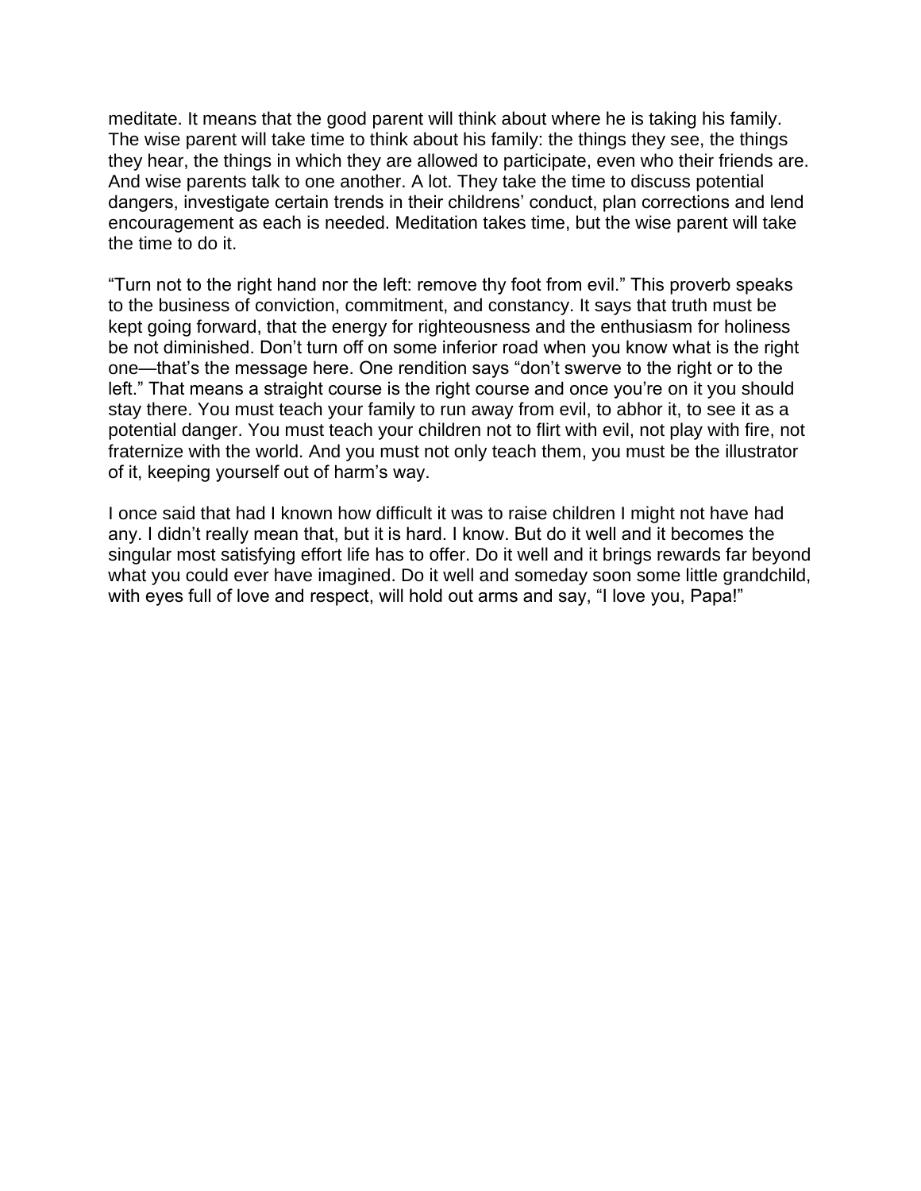meditate. It means that the good parent will think about where he is taking his family. The wise parent will take time to think about his family: the things they see, the things they hear, the things in which they are allowed to participate, even who their friends are. And wise parents talk to one another. A lot. They take the time to discuss potential dangers, investigate certain trends in their childrens' conduct, plan corrections and lend encouragement as each is needed. Meditation takes time, but the wise parent will take the time to do it.

"Turn not to the right hand nor the left: remove thy foot from evil." This proverb speaks to the business of conviction, commitment, and constancy. It says that truth must be kept going forward, that the energy for righteousness and the enthusiasm for holiness be not diminished. Don't turn off on some inferior road when you know what is the right one—that's the message here. One rendition says "don't swerve to the right or to the left." That means a straight course is the right course and once you're on it you should stay there. You must teach your family to run away from evil, to abhor it, to see it as a potential danger. You must teach your children not to flirt with evil, not play with fire, not fraternize with the world. And you must not only teach them, you must be the illustrator of it, keeping yourself out of harm's way.

I once said that had I known how difficult it was to raise children I might not have had any. I didn't really mean that, but it is hard. I know. But do it well and it becomes the singular most satisfying effort life has to offer. Do it well and it brings rewards far beyond what you could ever have imagined. Do it well and someday soon some little grandchild, with eyes full of love and respect, will hold out arms and say, "I love you, Papa!"